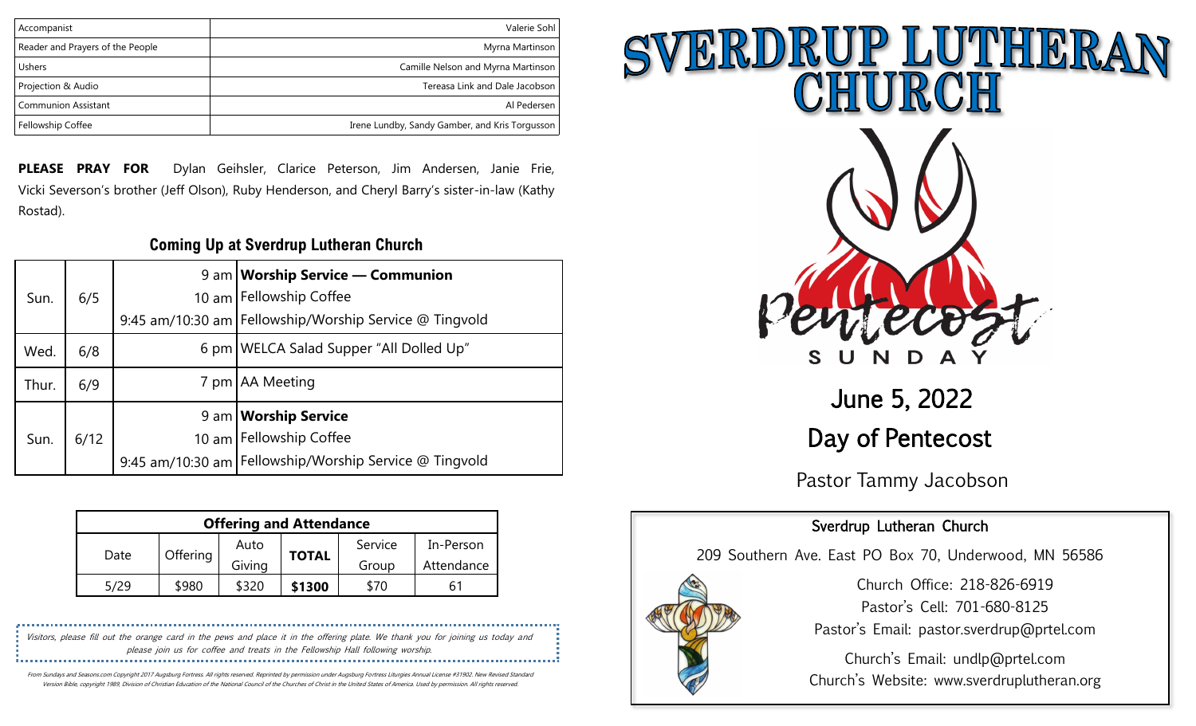| Accompanist | Valerie Sohl |
|---|---|
| Reader and Prayers of the People | Myrna Martinson |
| Ushers | Camille Nelson and Myrna Martinson |
| Projection & Audio | Tereasa Link and Dale Jacobson |
| Communion Assistant | Al Pedersen |
| Fellowship Coffee | Irene Lundby, Sandy Gamber, and Kris Torgusson |

**PLEASE PRAY FOR** Dylan Geihsler, Clarice Peterson, Jim Andersen, Janie Frie, Vicki Severson's brother (Jeff Olson), Ruby Henderson, and Cheryl Barry's sister-in-law (Kathy Rostad).

## Coming Up at Sverdrup Lutheran Church

| | | | |
|---|---|---|---|
| Sun. | 6/5 | 9 am | **Worship Service — Communion** |
| | | 10 am | Fellowship Coffee |
| | | 9:45 am/10:30 am | Fellowship/Worship Service @ Tingvold |
| Wed. | 6/8 | 6 pm | WELCA Salad Supper "All Dolled Up" |
| Thur. | 6/9 | 7 pm | AA Meeting |
| Sun. | 6/12 | 9 am | **Worship Service** |
| | | 10 am | Fellowship Coffee |
| | | 9:45 am/10:30 am | Fellowship/Worship Service @ Tingvold |

**Offering and Attendance**

| Date | Offering | Auto Giving | **TOTAL** | Service Group | In-Person Attendance |
|---|---|---|---|---|---|
| 5/29 | $980 | $320 | **$1300** | $70 | 61 |

*Visitors, please fill out the orange card in the pews and place it in the offering plate. We thank you for joining us today and please join us for coffee and treats in the Fellowship Hall following worship.*

From Sundays and Seasons.com Copyright 2017 Augsburg Fortress. All rights reserved. Reprinted by permission under Augsburg Fortress Liturgies Annual License #31902. New Revised Standard Version Bible, copyright 1989, Division of Christian Education of the National Council of the Churches of Christ in the United States of America. Used by permission. All rights reserved.

# SVERDRUP LUTHERAN CHURCH

Pentecost SUNDAY

## June 5, 2022

## Day of Pentecost

Pastor Tammy Jacobson

**Sverdrup Lutheran Church**

209 Southern Ave. East PO Box 70, Underwood, MN 56586

Church Office: 218-826-6919

Pastor's Cell: 701-680-8125

Pastor's Email: pastor.sverdrup@prtel.com

Church's Email: undlp@prtel.com

Church's Website: www.sverdruplutheran.org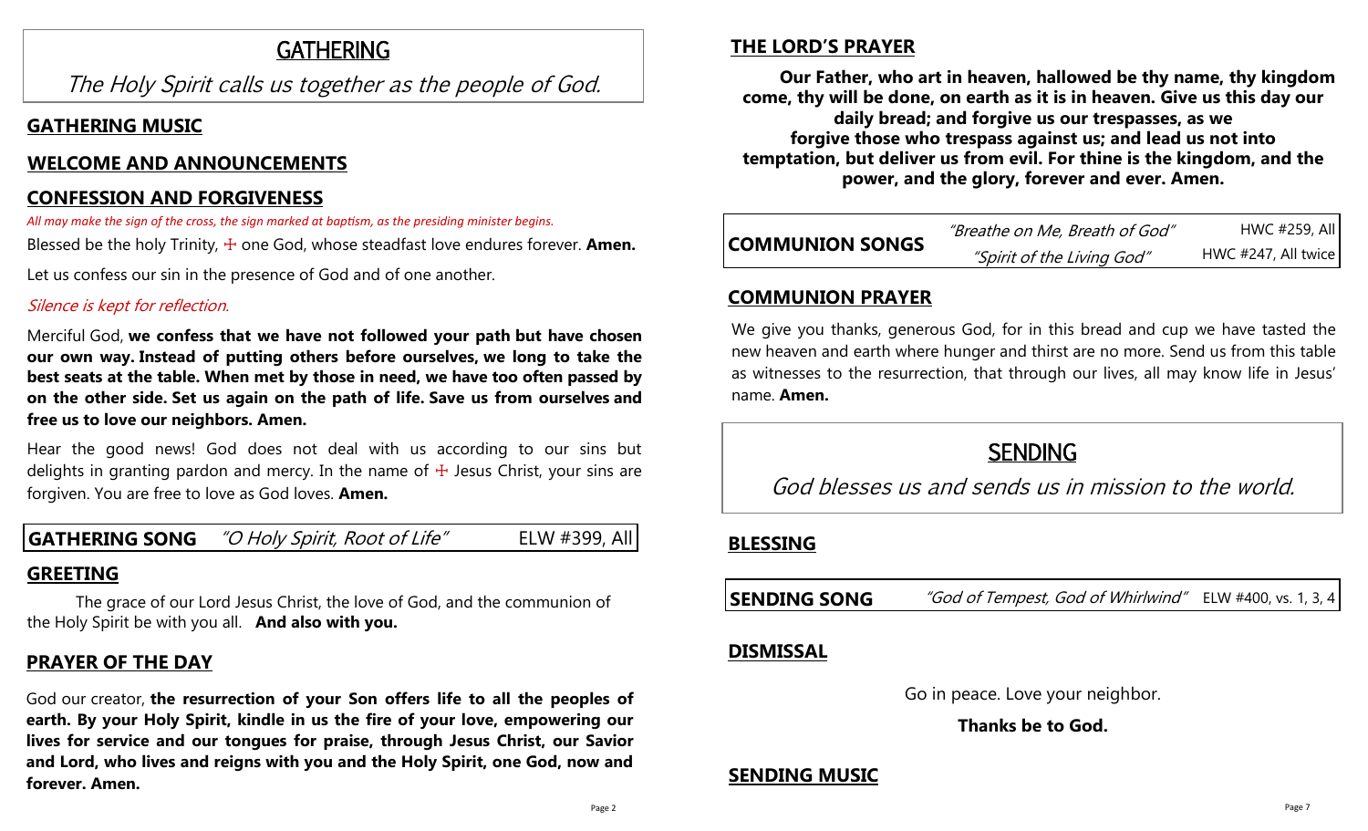# GATHERING

*The Holy Spirit calls us together as the people of God.*

## GATHERING MUSIC

## WELCOME AND ANNOUNCEMENTS

## CONFESSION AND FORGIVENESS

*All may make the sign of the cross, the sign marked at baptism, as the presiding minister begins.*

Blessed be the holy Trinity, ☩ one God, whose steadfast love endures forever. **Amen.**

Let us confess our sin in the presence of God and of one another.

*Silence is kept for reflection.*

Merciful God, **we confess that we have not followed your path but have chosen our own way. Instead of putting others before ourselves, we long to take the best seats at the table. When met by those in need, we have too often passed by on the other side. Set us again on the path of life. Save us from ourselves and free us to love our neighbors. Amen.**

Hear the good news! God does not deal with us according to our sins but delights in granting pardon and mercy. In the name of ☩ Jesus Christ, your sins are forgiven. You are free to love as God loves. **Amen.**

**GATHERING SONG** *"O Holy Spirit, Root of Life"* ELW #399, All

## GREETING

The grace of our Lord Jesus Christ, the love of God, and the communion of the Holy Spirit be with you all. **And also with you.**

## PRAYER OF THE DAY

God our creator, **the resurrection of your Son offers life to all the peoples of earth. By your Holy Spirit, kindle in us the fire of your love, empowering our lives for service and our tongues for praise, through Jesus Christ, our Savior and Lord, who lives and reigns with you and the Holy Spirit, one God, now and forever. Amen.**

## THE LORD'S PRAYER

**Our Father, who art in heaven, hallowed be thy name, thy kingdom come, thy will be done, on earth as it is in heaven. Give us this day our daily bread; and forgive us our trespasses, as we forgive those who trespass against us; and lead us not into temptation, but deliver us from evil. For thine is the kingdom, and the power, and the glory, forever and ever. Amen.**

**COMMUNION SONGS**
*"Breathe on Me, Breath of God"* HWC #259, All
*"Spirit of the Living God"* HWC #247, All twice

## COMMUNION PRAYER

We give you thanks, generous God, for in this bread and cup we have tasted the new heaven and earth where hunger and thirst are no more. Send us from this table as witnesses to the resurrection, that through our lives, all may know life in Jesus' name. **Amen.**

# SENDING

*God blesses us and sends us in mission to the world.*

## BLESSING

**SENDING SONG** *"God of Tempest, God of Whirlwind"* ELW #400, vs. 1, 3, 4

## DISMISSAL

Go in peace. Love your neighbor.

**Thanks be to God.**

## SENDING MUSIC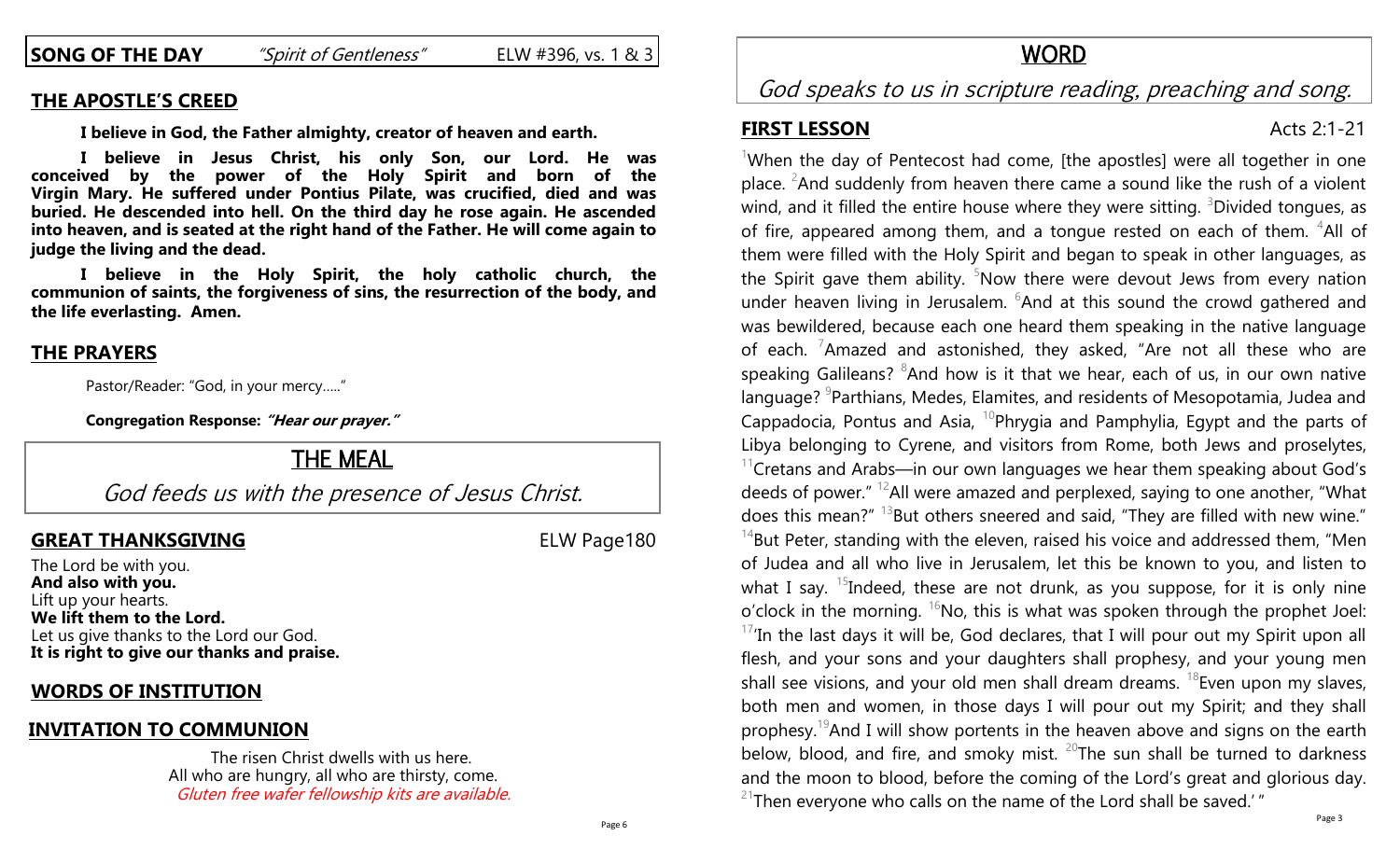**SONG OF THE DAY** *"Spirit of Gentleness"* ELW #396, vs. 1 & 3

## THE APOSTLE'S CREED

**I believe in God, the Father almighty, creator of heaven and earth.**

**I believe in Jesus Christ, his only Son, our Lord. He was conceived by the power of the Holy Spirit and born of the Virgin Mary. He suffered under Pontius Pilate, was crucified, died and was buried. He descended into hell. On the third day he rose again. He ascended into heaven, and is seated at the right hand of the Father. He will come again to judge the living and the dead.**

**I believe in the Holy Spirit, the holy catholic church, the communion of saints, the forgiveness of sins, the resurrection of the body, and the life everlasting. Amen.**

## THE PRAYERS

Pastor/Reader: "God, in your mercy….."

**Congregation Response: *"Hear our prayer."***

# THE MEAL

*God feeds us with the presence of Jesus Christ.*

## GREAT THANKSGIVING

ELW Page180

The Lord be with you.
**And also with you.**
Lift up your hearts.
**We lift them to the Lord.**
Let us give thanks to the Lord our God.
**It is right to give our thanks and praise.**

## WORDS OF INSTITUTION

## INVITATION TO COMMUNION

The risen Christ dwells with us here.
All who are hungry, all who are thirsty, come.
*Gluten free wafer fellowship kits are available.*

# WORD

*God speaks to us in scripture reading, preaching and song.*

## FIRST LESSON

Acts 2:1-21

[1]When the day of Pentecost had come, [the apostles] were all together in one place. [2]And suddenly from heaven there came a sound like the rush of a violent wind, and it filled the entire house where they were sitting. [3]Divided tongues, as of fire, appeared among them, and a tongue rested on each of them. [4]All of them were filled with the Holy Spirit and began to speak in other languages, as the Spirit gave them ability. [5]Now there were devout Jews from every nation under heaven living in Jerusalem. [6]And at this sound the crowd gathered and was bewildered, because each one heard them speaking in the native language of each. [7]Amazed and astonished, they asked, "Are not all these who are speaking Galileans? [8]And how is it that we hear, each of us, in our own native language? [9]Parthians, Medes, Elamites, and residents of Mesopotamia, Judea and Cappadocia, Pontus and Asia, [10]Phrygia and Pamphylia, Egypt and the parts of Libya belonging to Cyrene, and visitors from Rome, both Jews and proselytes, [11]Cretans and Arabs—in our own languages we hear them speaking about God's deeds of power." [12]All were amazed and perplexed, saying to one another, "What does this mean?" [13]But others sneered and said, "They are filled with new wine." [14]But Peter, standing with the eleven, raised his voice and addressed them, "Men of Judea and all who live in Jerusalem, let this be known to you, and listen to what I say. [15]Indeed, these are not drunk, as you suppose, for it is only nine o'clock in the morning. [16]No, this is what was spoken through the prophet Joel: [17]'In the last days it will be, God declares, that I will pour out my Spirit upon all flesh, and your sons and your daughters shall prophesy, and your young men shall see visions, and your old men shall dream dreams. [18]Even upon my slaves, both men and women, in those days I will pour out my Spirit; and they shall prophesy.[19]And I will show portents in the heaven above and signs on the earth below, blood, and fire, and smoky mist. [20]The sun shall be turned to darkness and the moon to blood, before the coming of the Lord's great and glorious day. [21]Then everyone who calls on the name of the Lord shall be saved.' "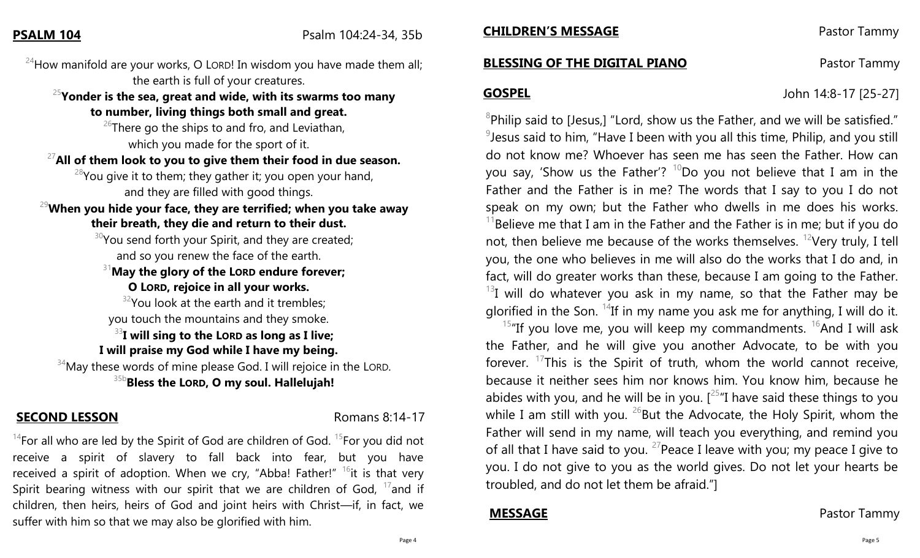**PSALM 104** Psalm 104:24-34, 35b

[24]How manifold are your works, O LORD! In wisdom you have made them all; the earth is full of your creatures.

**[25]Yonder is the sea, great and wide, with its swarms too many to number, living things both small and great.**

[26]There go the ships to and fro, and Leviathan, which you made for the sport of it.

**[27]All of them look to you to give them their food in due season.**

[28]You give it to them; they gather it; you open your hand, and they are filled with good things.

**[29]When you hide your face, they are terrified; when you take away their breath, they die and return to their dust.**

[30]You send forth your Spirit, and they are created; and so you renew the face of the earth.

**[31]May the glory of the LORD endure forever; O LORD, rejoice in all your works.**

[32]You look at the earth and it trembles; you touch the mountains and they smoke.

**[33]I will sing to the LORD as long as I live; I will praise my God while I have my being.**

[34]May these words of mine please God. I will rejoice in the LORD.

**[35b]Bless the LORD, O my soul. Hallelujah!**

**SECOND LESSON** Romans 8:14-17

[14]For all who are led by the Spirit of God are children of God. [15]For you did not receive a spirit of slavery to fall back into fear, but you have received a spirit of adoption. When we cry, "Abba! Father!" [16]it is that very Spirit bearing witness with our spirit that we are children of God, [17]and if children, then heirs, heirs of God and joint heirs with Christ—if, in fact, we suffer with him so that we may also be glorified with him.

**CHILDREN'S MESSAGE** Pastor Tammy

**BLESSING OF THE DIGITAL PIANO** Pastor Tammy

**GOSPEL** John 14:8-17 [25-27]

[8]Philip said to [Jesus,] "Lord, show us the Father, and we will be satisfied." [9]Jesus said to him, "Have I been with you all this time, Philip, and you still do not know me? Whoever has seen me has seen the Father. How can you say, 'Show us the Father'? [10]Do you not believe that I am in the Father and the Father is in me? The words that I say to you I do not speak on my own; but the Father who dwells in me does his works. [11]Believe me that I am in the Father and the Father is in me; but if you do not, then believe me because of the works themselves. [12]Very truly, I tell you, the one who believes in me will also do the works that I do and, in fact, will do greater works than these, because I am going to the Father. [13]I will do whatever you ask in my name, so that the Father may be glorified in the Son. [14]If in my name you ask me for anything, I will do it.

[15]"If you love me, you will keep my commandments. [16]And I will ask the Father, and he will give you another Advocate, to be with you forever. [17]This is the Spirit of truth, whom the world cannot receive, because it neither sees him nor knows him. You know him, because he abides with you, and he will be in you. [[25]"I have said these things to you while I am still with you. [26]But the Advocate, the Holy Spirit, whom the Father will send in my name, will teach you everything, and remind you of all that I have said to you. [27]Peace I leave with you; my peace I give to you. I do not give to you as the world gives. Do not let your hearts be troubled, and do not let them be afraid."]

**MESSAGE** Pastor Tammy